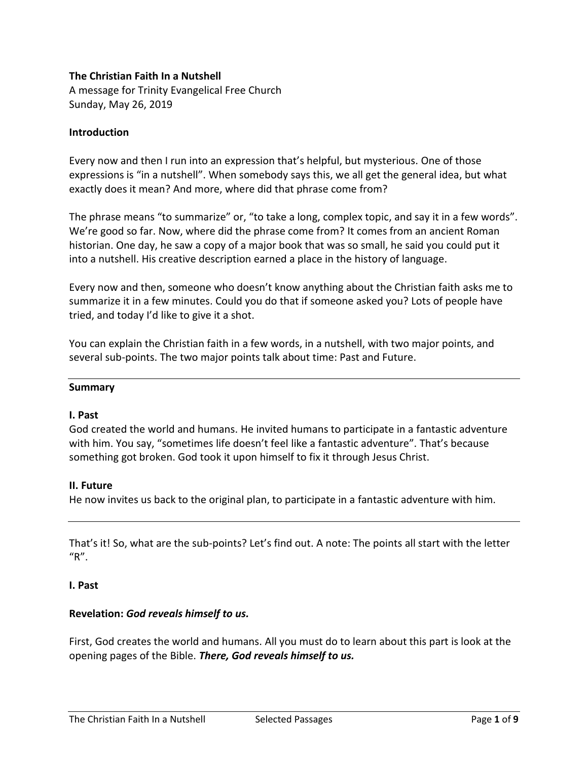**The Christian Faith In a Nutshell**
A message for Trinity Evangelical Free Church
Sunday, May 26, 2019

**Introduction**

Every now and then I run into an expression that's helpful, but mysterious. One of those expressions is "in a nutshell". When somebody says this, we all get the general idea, but what exactly does it mean? And more, where did that phrase come from?

The phrase means "to summarize" or, "to take a long, complex topic, and say it in a few words". We're good so far. Now, where did the phrase come from? It comes from an ancient Roman historian. One day, he saw a copy of a major book that was so small, he said you could put it into a nutshell. His creative description earned a place in the history of language.

Every now and then, someone who doesn't know anything about the Christian faith asks me to summarize it in a few minutes. Could you do that if someone asked you? Lots of people have tried, and today I'd like to give it a shot.

You can explain the Christian faith in a few words, in a nutshell, with two major points, and several sub-points. The two major points talk about time: Past and Future.

---

**Summary**

**I. Past**
God created the world and humans. He invited humans to participate in a fantastic adventure with him. You say, "sometimes life doesn't feel like a fantastic adventure". That's because something got broken. God took it upon himself to fix it through Jesus Christ.

**II. Future**
He now invites us back to the original plan, to participate in a fantastic adventure with him.

---

That's it! So, what are the sub-points? Let's find out. A note: The points all start with the letter "R".

**I. Past**

**Revelation:** ***God reveals himself to us.***

First, God creates the world and humans. All you must do to learn about this part is look at the opening pages of the Bible. ***There, God reveals himself to us.***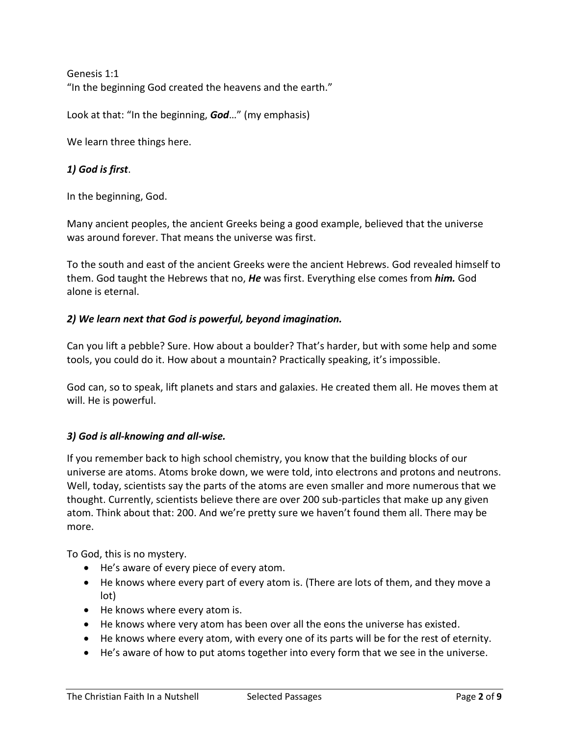Genesis 1:1
"In the beginning God created the heavens and the earth."

Look at that: "In the beginning, ***God***…" (my emphasis)

We learn three things here.

***1) God is first***.

In the beginning, God.

Many ancient peoples, the ancient Greeks being a good example, believed that the universe was around forever. That means the universe was first.

To the south and east of the ancient Greeks were the ancient Hebrews. God revealed himself to them. God taught the Hebrews that no, ***He*** was first. Everything else comes from ***him.*** God alone is eternal.

***2) We learn next that God is powerful, beyond imagination.***

Can you lift a pebble? Sure. How about a boulder? That's harder, but with some help and some tools, you could do it. How about a mountain? Practically speaking, it's impossible.

God can, so to speak, lift planets and stars and galaxies. He created them all. He moves them at will. He is powerful.

***3) God is all-knowing and all-wise.***

If you remember back to high school chemistry, you know that the building blocks of our universe are atoms. Atoms broke down, we were told, into electrons and protons and neutrons. Well, today, scientists say the parts of the atoms are even smaller and more numerous that we thought. Currently, scientists believe there are over 200 sub-particles that make up any given atom. Think about that: 200. And we're pretty sure we haven't found them all. There may be more.

To God, this is no mystery.

- He's aware of every piece of every atom.
- He knows where every part of every atom is. (There are lots of them, and they move a lot)
- He knows where every atom is.
- He knows where very atom has been over all the eons the universe has existed.
- He knows where every atom, with every one of its parts will be for the rest of eternity.
- He's aware of how to put atoms together into every form that we see in the universe.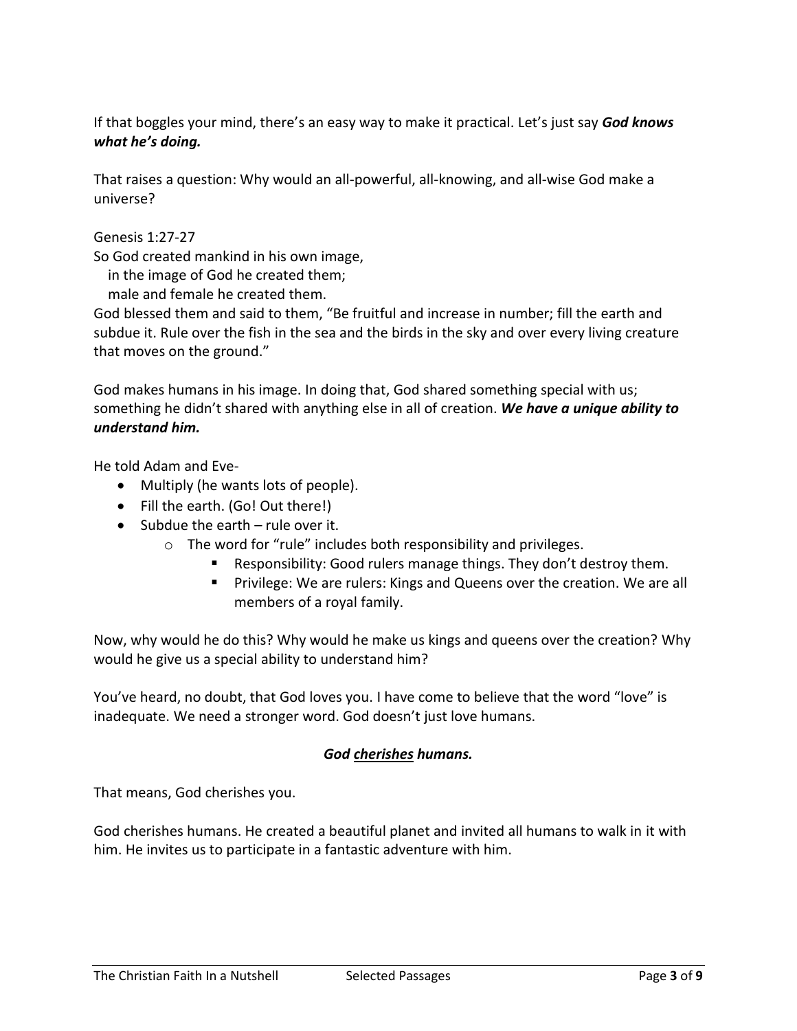If that boggles your mind, there's an easy way to make it practical. Let's just say ***God knows what he's doing.***

That raises a question: Why would an all-powerful, all-knowing, and all-wise God make a universe?

Genesis 1:27-27
So God created mankind in his own image,
   in the image of God he created them;
   male and female he created them.
God blessed them and said to them, "Be fruitful and increase in number; fill the earth and subdue it. Rule over the fish in the sea and the birds in the sky and over every living creature that moves on the ground."

God makes humans in his image. In doing that, God shared something special with us; something he didn't shared with anything else in all of creation. ***We have a unique ability to understand him.***

He told Adam and Eve-

- Multiply (he wants lots of people).
- Fill the earth. (Go! Out there!)
- Subdue the earth – rule over it.
    - The word for "rule" includes both responsibility and privileges.
        - Responsibility: Good rulers manage things. They don't destroy them.
        - Privilege: We are rulers: Kings and Queens over the creation. We are all members of a royal family.

Now, why would he do this? Why would he make us kings and queens over the creation? Why would he give us a special ability to understand him?

You've heard, no doubt, that God loves you. I have come to believe that the word "love" is inadequate. We need a stronger word. God doesn't just love humans.

***God <u>cherishes</u> humans.***

That means, God cherishes you.

God cherishes humans. He created a beautiful planet and invited all humans to walk in it with him. He invites us to participate in a fantastic adventure with him.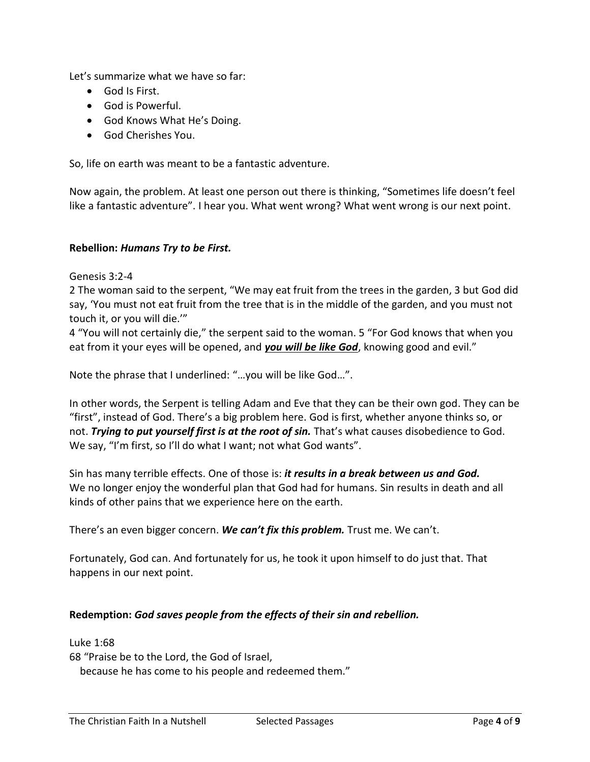Let's summarize what we have so far:

- God Is First.
- God is Powerful.
- God Knows What He's Doing.
- God Cherishes You.

So, life on earth was meant to be a fantastic adventure.

Now again, the problem. At least one person out there is thinking, "Sometimes life doesn't feel like a fantastic adventure". I hear you. What went wrong? What went wrong is our next point.

**Rebellion:** ***Humans Try to be First.***

Genesis 3:2-4

2 The woman said to the serpent, "We may eat fruit from the trees in the garden, 3 but God did say, 'You must not eat fruit from the tree that is in the middle of the garden, and you must not touch it, or you will die.'"

4 "You will not certainly die," the serpent said to the woman. 5 "For God knows that when you eat from it your eyes will be opened, and <u>***you will be like God***</u>, knowing good and evil."

Note the phrase that I underlined: "…you will be like God…".

In other words, the Serpent is telling Adam and Eve that they can be their own god. They can be "first", instead of God. There's a big problem here. God is first, whether anyone thinks so, or not. ***Trying to put yourself first is at the root of sin.*** That's what causes disobedience to God. We say, "I'm first, so I'll do what I want; not what God wants".

Sin has many terrible effects. One of those is: ***it results in a break between us and God.*** We no longer enjoy the wonderful plan that God had for humans. Sin results in death and all kinds of other pains that we experience here on the earth.

There's an even bigger concern. ***We can't fix this problem.*** Trust me. We can't.

Fortunately, God can. And fortunately for us, he took it upon himself to do just that. That happens in our next point.

**Redemption:** ***God saves people from the effects of their sin and rebellion.***

Luke 1:68

68 "Praise be to the Lord, the God of Israel,
because he has come to his people and redeemed them."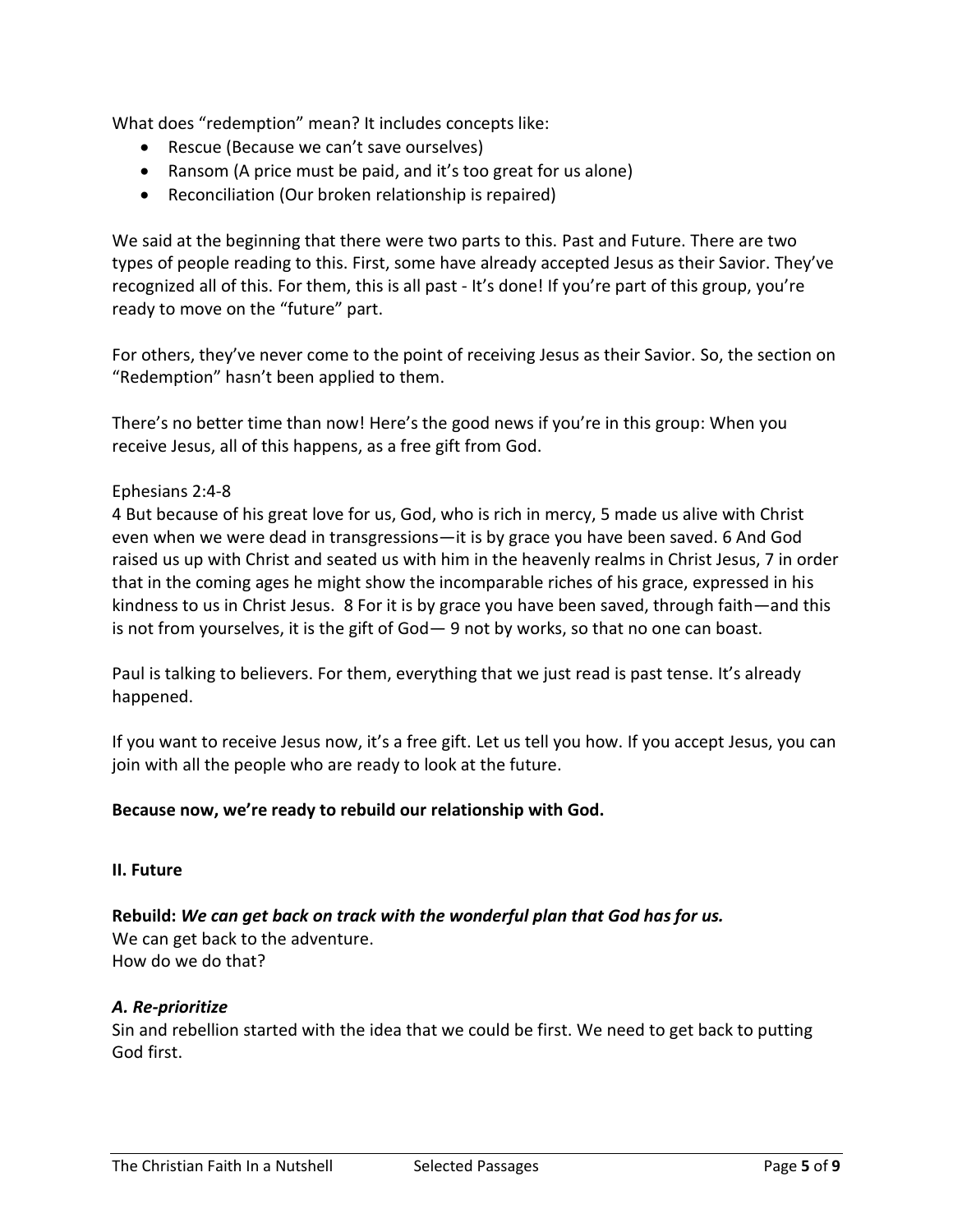What does "redemption" mean? It includes concepts like:

- Rescue (Because we can't save ourselves)
- Ransom (A price must be paid, and it's too great for us alone)
- Reconciliation (Our broken relationship is repaired)

We said at the beginning that there were two parts to this. Past and Future. There are two types of people reading to this. First, some have already accepted Jesus as their Savior. They've recognized all of this. For them, this is all past - It's done! If you're part of this group, you're ready to move on the "future" part.

For others, they've never come to the point of receiving Jesus as their Savior. So, the section on "Redemption" hasn't been applied to them.

There's no better time than now! Here's the good news if you're in this group: When you receive Jesus, all of this happens, as a free gift from God.

Ephesians 2:4-8
4 But because of his great love for us, God, who is rich in mercy, 5 made us alive with Christ even when we were dead in transgressions—it is by grace you have been saved. 6 And God raised us up with Christ and seated us with him in the heavenly realms in Christ Jesus, 7 in order that in the coming ages he might show the incomparable riches of his grace, expressed in his kindness to us in Christ Jesus. 8 For it is by grace you have been saved, through faith—and this is not from yourselves, it is the gift of God— 9 not by works, so that no one can boast.

Paul is talking to believers. For them, everything that we just read is past tense. It's already happened.

If you want to receive Jesus now, it's a free gift. Let us tell you how. If you accept Jesus, you can join with all the people who are ready to look at the future.

**Because now, we're ready to rebuild our relationship with God.**

## II. Future

**Rebuild:** ***We can get back on track with the wonderful plan that God has for us.***
We can get back to the adventure.
How do we do that?

### *A. Re-prioritize*

Sin and rebellion started with the idea that we could be first. We need to get back to putting God first.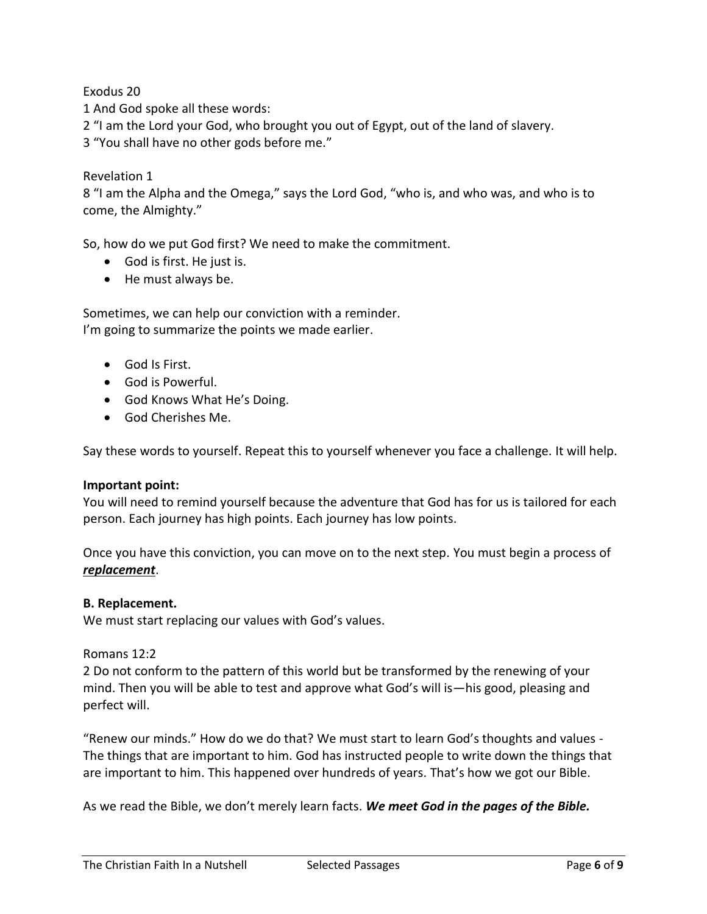Exodus 20

1 And God spoke all these words:

2 "I am the Lord your God, who brought you out of Egypt, out of the land of slavery.

3 "You shall have no other gods before me."

Revelation 1

8 "I am the Alpha and the Omega," says the Lord God, "who is, and who was, and who is to come, the Almighty."

So, how do we put God first? We need to make the commitment.

- God is first. He just is.
- He must always be.

Sometimes, we can help our conviction with a reminder.
I'm going to summarize the points we made earlier.

- God Is First.
- God is Powerful.
- God Knows What He's Doing.
- God Cherishes Me.

Say these words to yourself. Repeat this to yourself whenever you face a challenge. It will help.

**Important point:**
You will need to remind yourself because the adventure that God has for us is tailored for each person. Each journey has high points. Each journey has low points.

Once you have this conviction, you can move on to the next step. You must begin a process of ***replacement***.

**B. Replacement.**
We must start replacing our values with God's values.

Romans 12:2

2 Do not conform to the pattern of this world but be transformed by the renewing of your mind. Then you will be able to test and approve what God's will is—his good, pleasing and perfect will.

"Renew our minds." How do we do that? We must start to learn God's thoughts and values - The things that are important to him. God has instructed people to write down the things that are important to him. This happened over hundreds of years. That's how we got our Bible.

As we read the Bible, we don't merely learn facts. ***We meet God in the pages of the Bible.***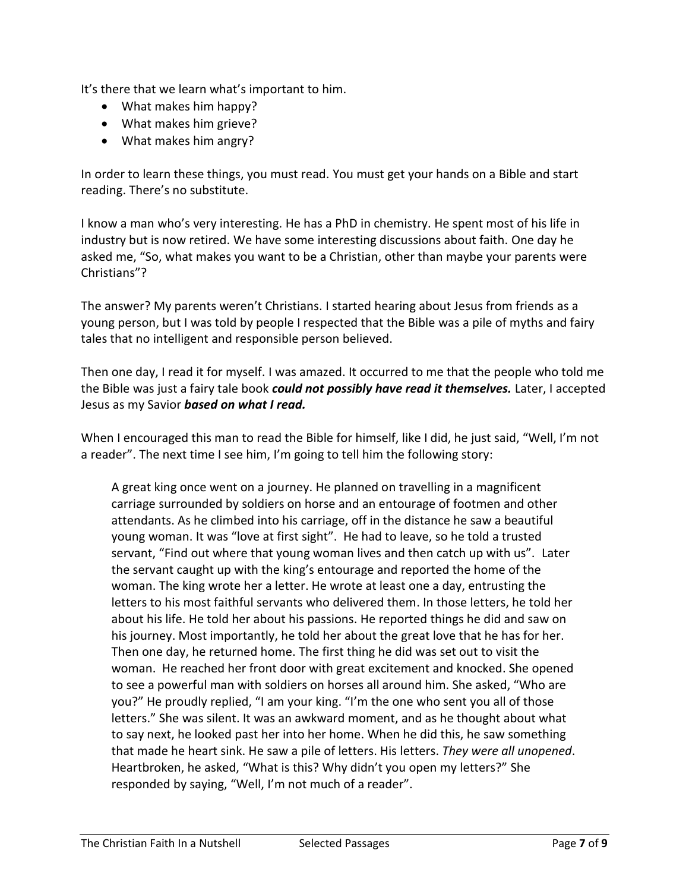It's there that we learn what's important to him.

- What makes him happy?
- What makes him grieve?
- What makes him angry?

In order to learn these things, you must read. You must get your hands on a Bible and start reading. There's no substitute.

I know a man who's very interesting. He has a PhD in chemistry. He spent most of his life in industry but is now retired. We have some interesting discussions about faith. One day he asked me, "So, what makes you want to be a Christian, other than maybe your parents were Christians"?

The answer? My parents weren't Christians. I started hearing about Jesus from friends as a young person, but I was told by people I respected that the Bible was a pile of myths and fairy tales that no intelligent and responsible person believed.

Then one day, I read it for myself. I was amazed. It occurred to me that the people who told me the Bible was just a fairy tale book ***could not possibly have read it themselves.*** Later, I accepted Jesus as my Savior ***based on what I read.***

When I encouraged this man to read the Bible for himself, like I did, he just said, "Well, I'm not a reader". The next time I see him, I'm going to tell him the following story:

> A great king once went on a journey. He planned on travelling in a magnificent carriage surrounded by soldiers on horse and an entourage of footmen and other attendants. As he climbed into his carriage, off in the distance he saw a beautiful young woman. It was "love at first sight". He had to leave, so he told a trusted servant, "Find out where that young woman lives and then catch up with us". Later the servant caught up with the king's entourage and reported the home of the woman. The king wrote her a letter. He wrote at least one a day, entrusting the letters to his most faithful servants who delivered them. In those letters, he told her about his life. He told her about his passions. He reported things he did and saw on his journey. Most importantly, he told her about the great love that he has for her. Then one day, he returned home. The first thing he did was set out to visit the woman. He reached her front door with great excitement and knocked. She opened to see a powerful man with soldiers on horses all around him. She asked, "Who are you?" He proudly replied, "I am your king. "I'm the one who sent you all of those letters." She was silent. It was an awkward moment, and as he thought about what to say next, he looked past her into her home. When he did this, he saw something that made he heart sink. He saw a pile of letters. His letters. *They were all unopened*. Heartbroken, he asked, "What is this? Why didn't you open my letters?" She responded by saying, "Well, I'm not much of a reader".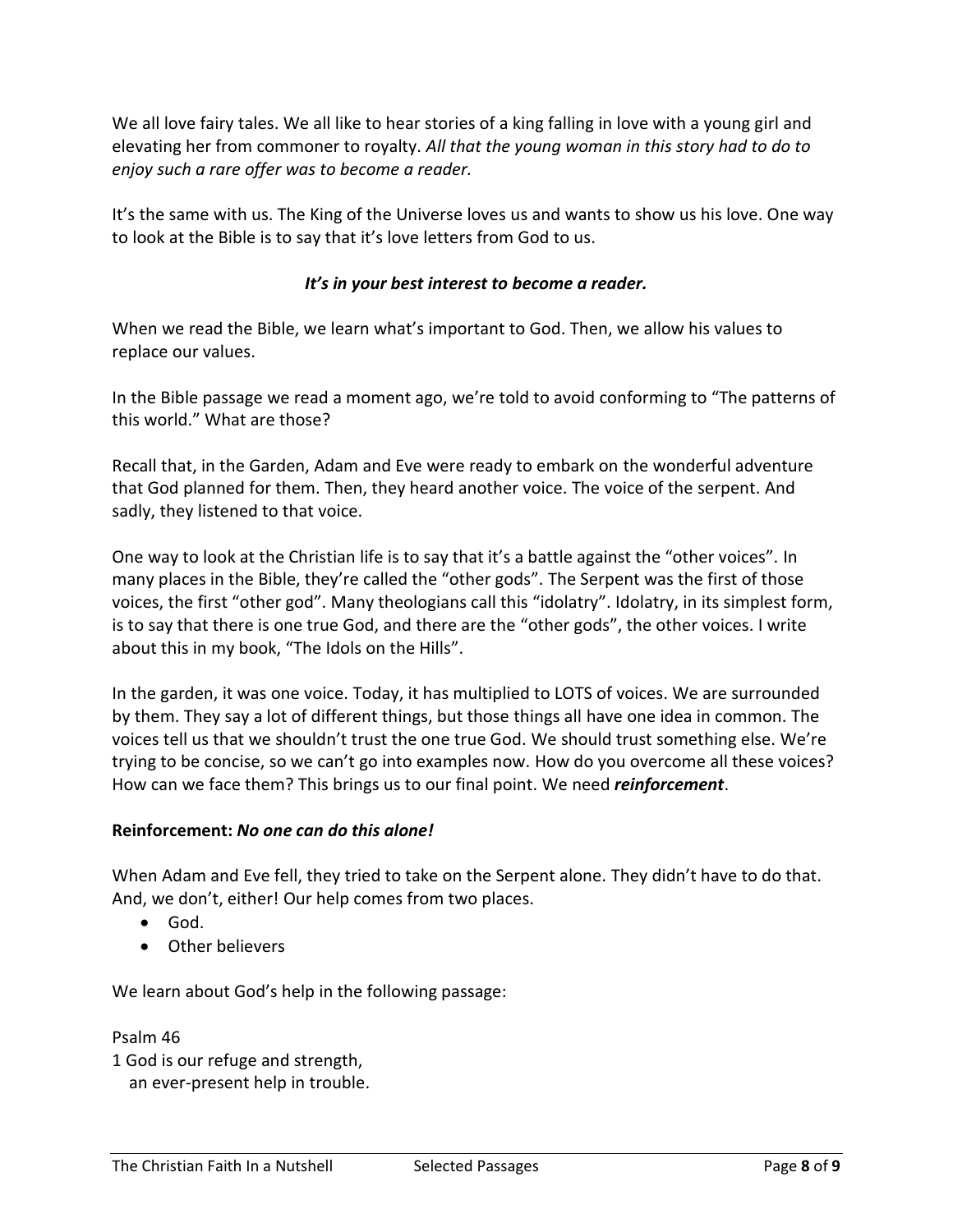We all love fairy tales. We all like to hear stories of a king falling in love with a young girl and elevating her from commoner to royalty. *All that the young woman in this story had to do to enjoy such a rare offer was to become a reader.*

It's the same with us. The King of the Universe loves us and wants to show us his love. One way to look at the Bible is to say that it's love letters from God to us.

***It's in your best interest to become a reader.***

When we read the Bible, we learn what's important to God. Then, we allow his values to replace our values.

In the Bible passage we read a moment ago, we're told to avoid conforming to "The patterns of this world." What are those?

Recall that, in the Garden, Adam and Eve were ready to embark on the wonderful adventure that God planned for them. Then, they heard another voice. The voice of the serpent. And sadly, they listened to that voice.

One way to look at the Christian life is to say that it's a battle against the "other voices". In many places in the Bible, they're called the "other gods". The Serpent was the first of those voices, the first "other god". Many theologians call this "idolatry". Idolatry, in its simplest form, is to say that there is one true God, and there are the "other gods", the other voices. I write about this in my book, "The Idols on the Hills".

In the garden, it was one voice. Today, it has multiplied to LOTS of voices. We are surrounded by them. They say a lot of different things, but those things all have one idea in common. The voices tell us that we shouldn't trust the one true God. We should trust something else. We're trying to be concise, so we can't go into examples now. How do you overcome all these voices? How can we face them? This brings us to our final point. We need ***reinforcement***.

**Reinforcement:** ***No one can do this alone!***

When Adam and Eve fell, they tried to take on the Serpent alone. They didn't have to do that. And, we don't, either! Our help comes from two places.

- God.
- Other believers

We learn about God's help in the following passage:

Psalm 46
1 God is our refuge and strength,
   an ever-present help in trouble.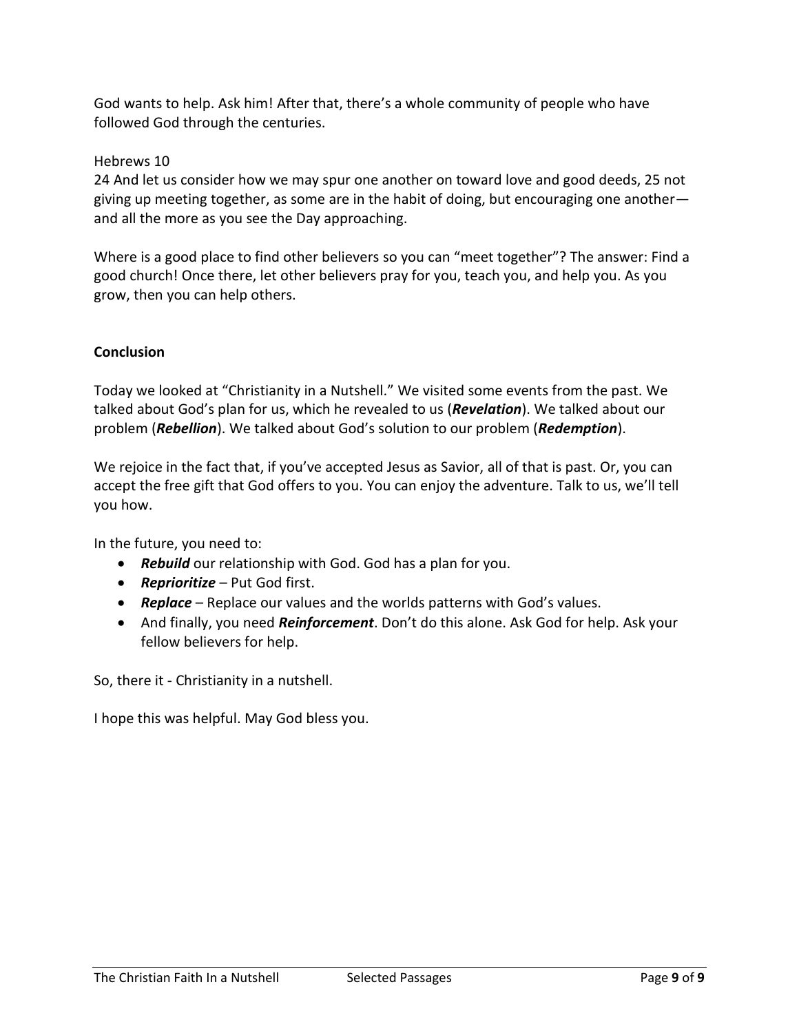God wants to help. Ask him! After that, there's a whole community of people who have followed God through the centuries.

Hebrews 10
24 And let us consider how we may spur one another on toward love and good deeds, 25 not giving up meeting together, as some are in the habit of doing, but encouraging one another—and all the more as you see the Day approaching.

Where is a good place to find other believers so you can "meet together"? The answer: Find a good church! Once there, let other believers pray for you, teach you, and help you. As you grow, then you can help others.

**Conclusion**

Today we looked at "Christianity in a Nutshell." We visited some events from the past. We talked about God's plan for us, which he revealed to us (***Revelation***). We talked about our problem (***Rebellion***). We talked about God's solution to our problem (***Redemption***).

We rejoice in the fact that, if you've accepted Jesus as Savior, all of that is past. Or, you can accept the free gift that God offers to you. You can enjoy the adventure. Talk to us, we'll tell you how.

In the future, you need to:

- ***Rebuild*** our relationship with God. God has a plan for you.
- ***Reprioritize*** – Put God first.
- ***Replace*** – Replace our values and the worlds patterns with God's values.
- And finally, you need ***Reinforcement***. Don't do this alone. Ask God for help. Ask your fellow believers for help.

So, there it - Christianity in a nutshell.

I hope this was helpful. May God bless you.